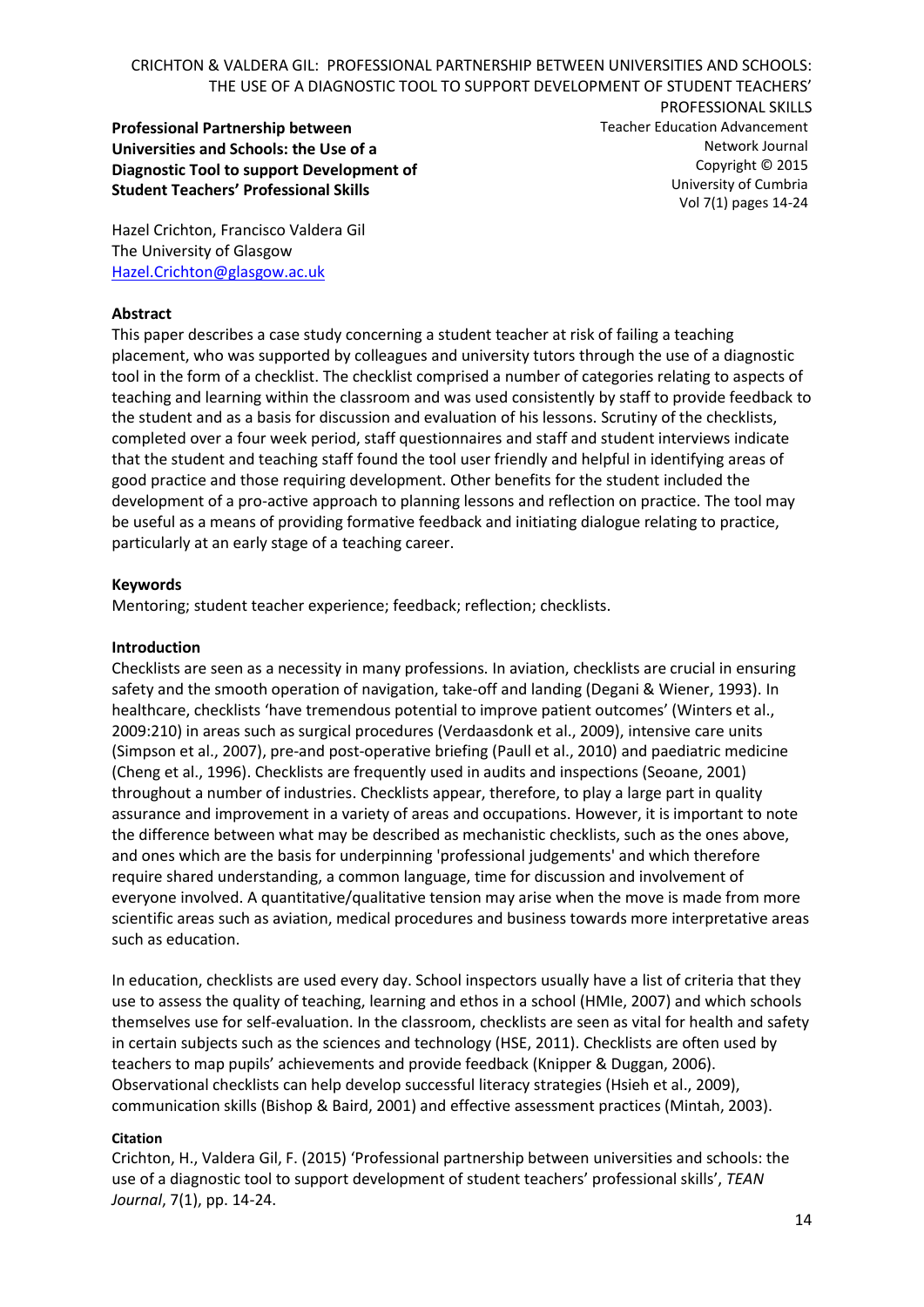# Professional Partnership between Universities and Schools: the Use of a Diagnostic Tool to support Development of Student Teachers' Professional Skills

Teacher Education Advancement Network Journal
Copyright © 2015
University of Cumbria
Vol 7(1) pages 14-24

Hazel Crichton, Francisco Valdera Gil
The University of Glasgow
Hazel.Crichton@glasgow.ac.uk

## Abstract

This paper describes a case study concerning a student teacher at risk of failing a teaching placement, who was supported by colleagues and university tutors through the use of a diagnostic tool in the form of a checklist. The checklist comprised a number of categories relating to aspects of teaching and learning within the classroom and was used consistently by staff to provide feedback to the student and as a basis for discussion and evaluation of his lessons. Scrutiny of the checklists, completed over a four week period, staff questionnaires and staff and student interviews indicate that the student and teaching staff found the tool user friendly and helpful in identifying areas of good practice and those requiring development. Other benefits for the student included the development of a pro-active approach to planning lessons and reflection on practice. The tool may be useful as a means of providing formative feedback and initiating dialogue relating to practice, particularly at an early stage of a teaching career.

## Keywords

Mentoring; student teacher experience; feedback; reflection; checklists.

## Introduction

Checklists are seen as a necessity in many professions. In aviation, checklists are crucial in ensuring safety and the smooth operation of navigation, take-off and landing (Degani & Wiener, 1993). In healthcare, checklists 'have tremendous potential to improve patient outcomes' (Winters et al., 2009:210) in areas such as surgical procedures (Verdaasdonk et al., 2009), intensive care units (Simpson et al., 2007), pre-and post-operative briefing (Paull et al., 2010) and paediatric medicine (Cheng et al., 1996). Checklists are frequently used in audits and inspections (Seoane, 2001) throughout a number of industries. Checklists appear, therefore, to play a large part in quality assurance and improvement in a variety of areas and occupations. However, it is important to note the difference between what may be described as mechanistic checklists, such as the ones above, and ones which are the basis for underpinning 'professional judgements' and which therefore require shared understanding, a common language, time for discussion and involvement of everyone involved. A quantitative/qualitative tension may arise when the move is made from more scientific areas such as aviation, medical procedures and business towards more interpretative areas such as education.

In education, checklists are used every day. School inspectors usually have a list of criteria that they use to assess the quality of teaching, learning and ethos in a school (HMIe, 2007) and which schools themselves use for self-evaluation. In the classroom, checklists are seen as vital for health and safety in certain subjects such as the sciences and technology (HSE, 2011). Checklists are often used by teachers to map pupils' achievements and provide feedback (Knipper & Duggan, 2006). Observational checklists can help develop successful literacy strategies (Hsieh et al., 2009), communication skills (Bishop & Baird, 2001) and effective assessment practices (Mintah, 2003).

**Citation**

Crichton, H., Valdera Gil, F. (2015) 'Professional partnership between universities and schools: the use of a diagnostic tool to support development of student teachers' professional skills', *TEAN Journal*, 7(1), pp. 14-24.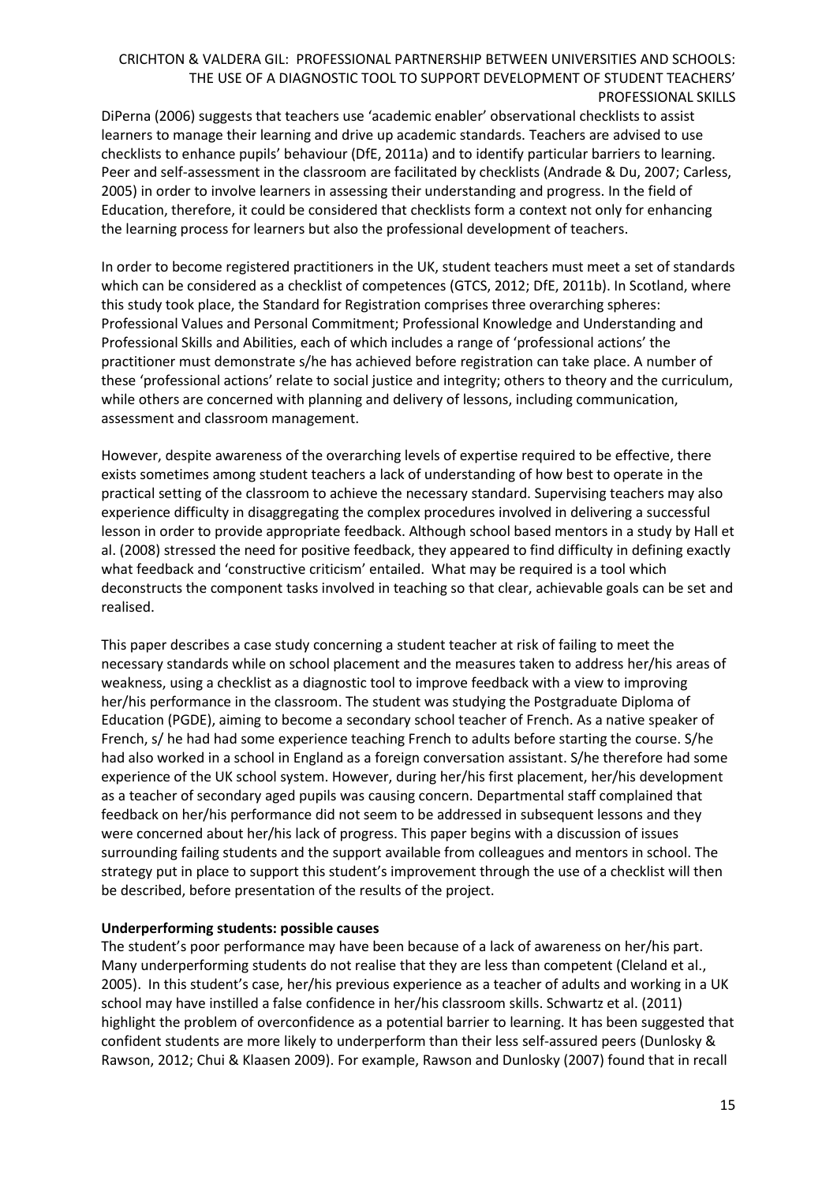DiPerna (2006) suggests that teachers use 'academic enabler' observational checklists to assist learners to manage their learning and drive up academic standards. Teachers are advised to use checklists to enhance pupils' behaviour (DfE, 2011a) and to identify particular barriers to learning. Peer and self-assessment in the classroom are facilitated by checklists (Andrade & Du, 2007; Carless, 2005) in order to involve learners in assessing their understanding and progress. In the field of Education, therefore, it could be considered that checklists form a context not only for enhancing the learning process for learners but also the professional development of teachers.

In order to become registered practitioners in the UK, student teachers must meet a set of standards which can be considered as a checklist of competences (GTCS, 2012; DfE, 2011b). In Scotland, where this study took place, the Standard for Registration comprises three overarching spheres: Professional Values and Personal Commitment; Professional Knowledge and Understanding and Professional Skills and Abilities, each of which includes a range of 'professional actions' the practitioner must demonstrate s/he has achieved before registration can take place. A number of these 'professional actions' relate to social justice and integrity; others to theory and the curriculum, while others are concerned with planning and delivery of lessons, including communication, assessment and classroom management.

However, despite awareness of the overarching levels of expertise required to be effective, there exists sometimes among student teachers a lack of understanding of how best to operate in the practical setting of the classroom to achieve the necessary standard. Supervising teachers may also experience difficulty in disaggregating the complex procedures involved in delivering a successful lesson in order to provide appropriate feedback. Although school based mentors in a study by Hall et al. (2008) stressed the need for positive feedback, they appeared to find difficulty in defining exactly what feedback and 'constructive criticism' entailed. What may be required is a tool which deconstructs the component tasks involved in teaching so that clear, achievable goals can be set and realised.

This paper describes a case study concerning a student teacher at risk of failing to meet the necessary standards while on school placement and the measures taken to address her/his areas of weakness, using a checklist as a diagnostic tool to improve feedback with a view to improving her/his performance in the classroom. The student was studying the Postgraduate Diploma of Education (PGDE), aiming to become a secondary school teacher of French. As a native speaker of French, s/ he had had some experience teaching French to adults before starting the course. S/he had also worked in a school in England as a foreign conversation assistant. S/he therefore had some experience of the UK school system. However, during her/his first placement, her/his development as a teacher of secondary aged pupils was causing concern. Departmental staff complained that feedback on her/his performance did not seem to be addressed in subsequent lessons and they were concerned about her/his lack of progress. This paper begins with a discussion of issues surrounding failing students and the support available from colleagues and mentors in school. The strategy put in place to support this student's improvement through the use of a checklist will then be described, before presentation of the results of the project.

**Underperforming students: possible causes**

The student's poor performance may have been because of a lack of awareness on her/his part. Many underperforming students do not realise that they are less than competent (Cleland et al., 2005). In this student's case, her/his previous experience as a teacher of adults and working in a UK school may have instilled a false confidence in her/his classroom skills. Schwartz et al. (2011) highlight the problem of overconfidence as a potential barrier to learning. It has been suggested that confident students are more likely to underperform than their less self-assured peers (Dunlosky & Rawson, 2012; Chui & Klaasen 2009). For example, Rawson and Dunlosky (2007) found that in recall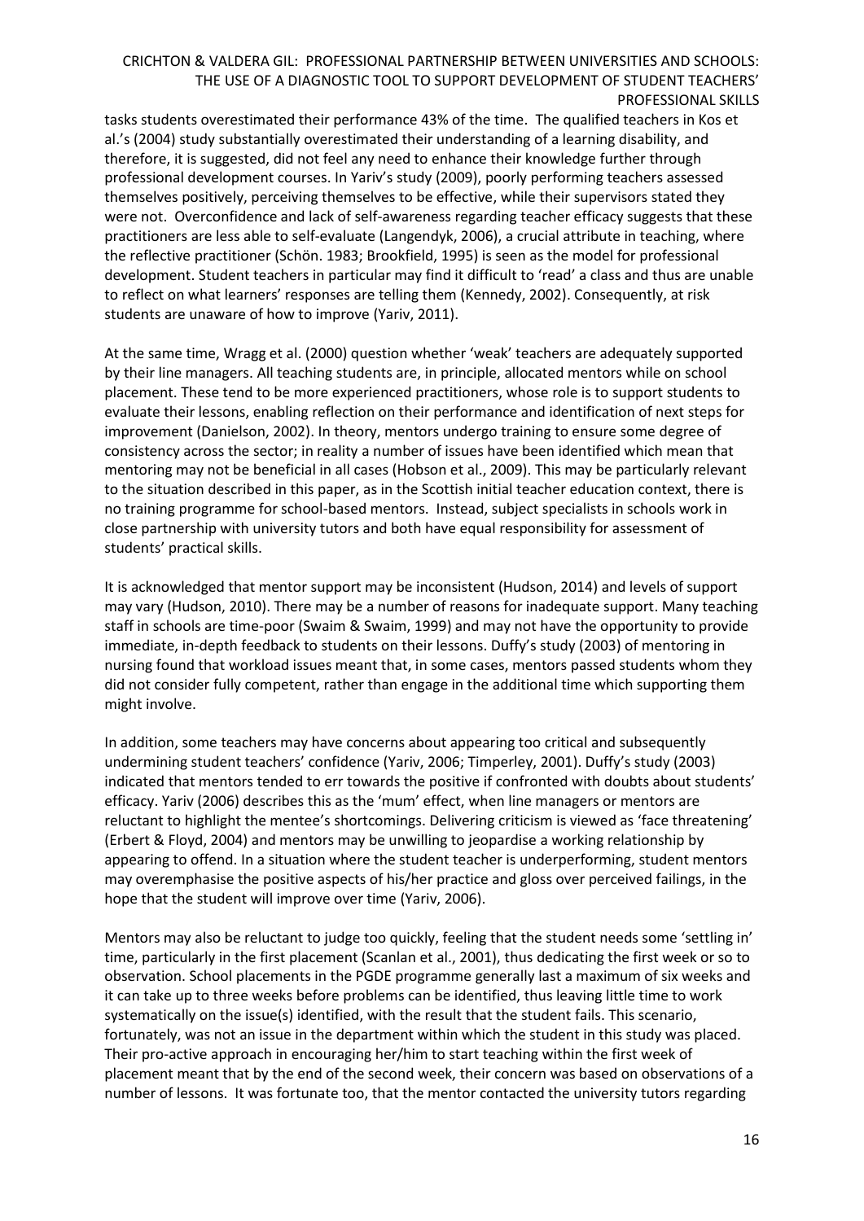tasks students overestimated their performance 43% of the time. The qualified teachers in Kos et al.'s (2004) study substantially overestimated their understanding of a learning disability, and therefore, it is suggested, did not feel any need to enhance their knowledge further through professional development courses. In Yariv's study (2009), poorly performing teachers assessed themselves positively, perceiving themselves to be effective, while their supervisors stated they were not. Overconfidence and lack of self-awareness regarding teacher efficacy suggests that these practitioners are less able to self-evaluate (Langendyk, 2006), a crucial attribute in teaching, where the reflective practitioner (Schön. 1983; Brookfield, 1995) is seen as the model for professional development. Student teachers in particular may find it difficult to 'read' a class and thus are unable to reflect on what learners' responses are telling them (Kennedy, 2002). Consequently, at risk students are unaware of how to improve (Yariv, 2011).

At the same time, Wragg et al. (2000) question whether 'weak' teachers are adequately supported by their line managers. All teaching students are, in principle, allocated mentors while on school placement. These tend to be more experienced practitioners, whose role is to support students to evaluate their lessons, enabling reflection on their performance and identification of next steps for improvement (Danielson, 2002). In theory, mentors undergo training to ensure some degree of consistency across the sector; in reality a number of issues have been identified which mean that mentoring may not be beneficial in all cases (Hobson et al., 2009). This may be particularly relevant to the situation described in this paper, as in the Scottish initial teacher education context, there is no training programme for school-based mentors. Instead, subject specialists in schools work in close partnership with university tutors and both have equal responsibility for assessment of students' practical skills.

It is acknowledged that mentor support may be inconsistent (Hudson, 2014) and levels of support may vary (Hudson, 2010). There may be a number of reasons for inadequate support. Many teaching staff in schools are time-poor (Swaim & Swaim, 1999) and may not have the opportunity to provide immediate, in-depth feedback to students on their lessons. Duffy's study (2003) of mentoring in nursing found that workload issues meant that, in some cases, mentors passed students whom they did not consider fully competent, rather than engage in the additional time which supporting them might involve.

In addition, some teachers may have concerns about appearing too critical and subsequently undermining student teachers' confidence (Yariv, 2006; Timperley, 2001). Duffy's study (2003) indicated that mentors tended to err towards the positive if confronted with doubts about students' efficacy. Yariv (2006) describes this as the 'mum' effect, when line managers or mentors are reluctant to highlight the mentee's shortcomings. Delivering criticism is viewed as 'face threatening' (Erbert & Floyd, 2004) and mentors may be unwilling to jeopardise a working relationship by appearing to offend. In a situation where the student teacher is underperforming, student mentors may overemphasise the positive aspects of his/her practice and gloss over perceived failings, in the hope that the student will improve over time (Yariv, 2006).

Mentors may also be reluctant to judge too quickly, feeling that the student needs some 'settling in' time, particularly in the first placement (Scanlan et al., 2001), thus dedicating the first week or so to observation. School placements in the PGDE programme generally last a maximum of six weeks and it can take up to three weeks before problems can be identified, thus leaving little time to work systematically on the issue(s) identified, with the result that the student fails. This scenario, fortunately, was not an issue in the department within which the student in this study was placed. Their pro-active approach in encouraging her/him to start teaching within the first week of placement meant that by the end of the second week, their concern was based on observations of a number of lessons. It was fortunate too, that the mentor contacted the university tutors regarding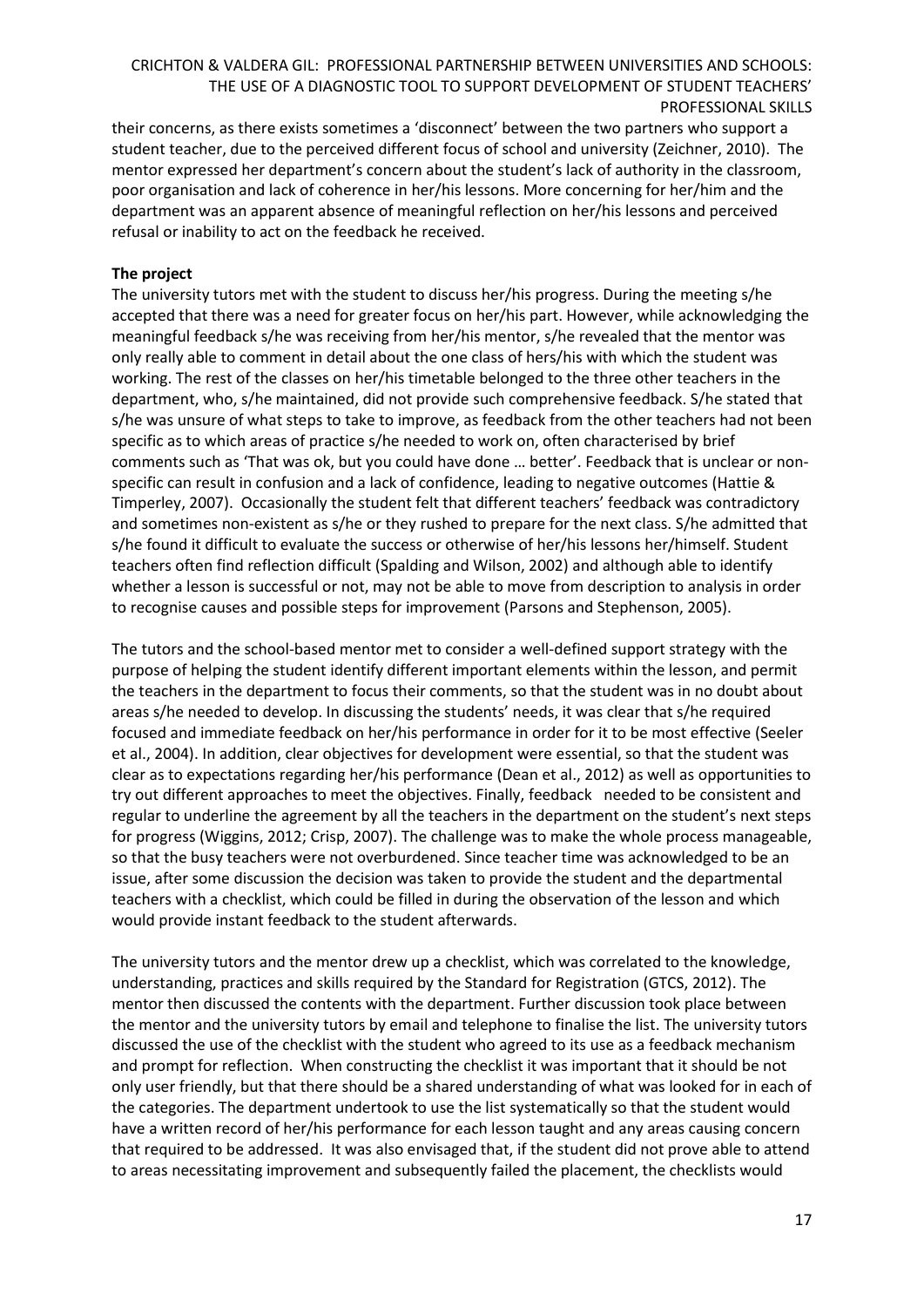their concerns, as there exists sometimes a 'disconnect' between the two partners who support a student teacher, due to the perceived different focus of school and university (Zeichner, 2010). The mentor expressed her department's concern about the student's lack of authority in the classroom, poor organisation and lack of coherence in her/his lessons. More concerning for her/him and the department was an apparent absence of meaningful reflection on her/his lessons and perceived refusal or inability to act on the feedback he received.

**The project**

The university tutors met with the student to discuss her/his progress. During the meeting s/he accepted that there was a need for greater focus on her/his part. However, while acknowledging the meaningful feedback s/he was receiving from her/his mentor, s/he revealed that the mentor was only really able to comment in detail about the one class of hers/his with which the student was working. The rest of the classes on her/his timetable belonged to the three other teachers in the department, who, s/he maintained, did not provide such comprehensive feedback. S/he stated that s/he was unsure of what steps to take to improve, as feedback from the other teachers had not been specific as to which areas of practice s/he needed to work on, often characterised by brief comments such as 'That was ok, but you could have done … better'. Feedback that is unclear or non-specific can result in confusion and a lack of confidence, leading to negative outcomes (Hattie & Timperley, 2007). Occasionally the student felt that different teachers' feedback was contradictory and sometimes non-existent as s/he or they rushed to prepare for the next class. S/he admitted that s/he found it difficult to evaluate the success or otherwise of her/his lessons her/himself. Student teachers often find reflection difficult (Spalding and Wilson, 2002) and although able to identify whether a lesson is successful or not, may not be able to move from description to analysis in order to recognise causes and possible steps for improvement (Parsons and Stephenson, 2005).

The tutors and the school-based mentor met to consider a well-defined support strategy with the purpose of helping the student identify different important elements within the lesson, and permit the teachers in the department to focus their comments, so that the student was in no doubt about areas s/he needed to develop. In discussing the students' needs, it was clear that s/he required focused and immediate feedback on her/his performance in order for it to be most effective (Seeler et al., 2004). In addition, clear objectives for development were essential, so that the student was clear as to expectations regarding her/his performance (Dean et al., 2012) as well as opportunities to try out different approaches to meet the objectives. Finally, feedback needed to be consistent and regular to underline the agreement by all the teachers in the department on the student's next steps for progress (Wiggins, 2012; Crisp, 2007). The challenge was to make the whole process manageable, so that the busy teachers were not overburdened. Since teacher time was acknowledged to be an issue, after some discussion the decision was taken to provide the student and the departmental teachers with a checklist, which could be filled in during the observation of the lesson and which would provide instant feedback to the student afterwards.

The university tutors and the mentor drew up a checklist, which was correlated to the knowledge, understanding, practices and skills required by the Standard for Registration (GTCS, 2012). The mentor then discussed the contents with the department. Further discussion took place between the mentor and the university tutors by email and telephone to finalise the list. The university tutors discussed the use of the checklist with the student who agreed to its use as a feedback mechanism and prompt for reflection. When constructing the checklist it was important that it should be not only user friendly, but that there should be a shared understanding of what was looked for in each of the categories. The department undertook to use the list systematically so that the student would have a written record of her/his performance for each lesson taught and any areas causing concern that required to be addressed. It was also envisaged that, if the student did not prove able to attend to areas necessitating improvement and subsequently failed the placement, the checklists would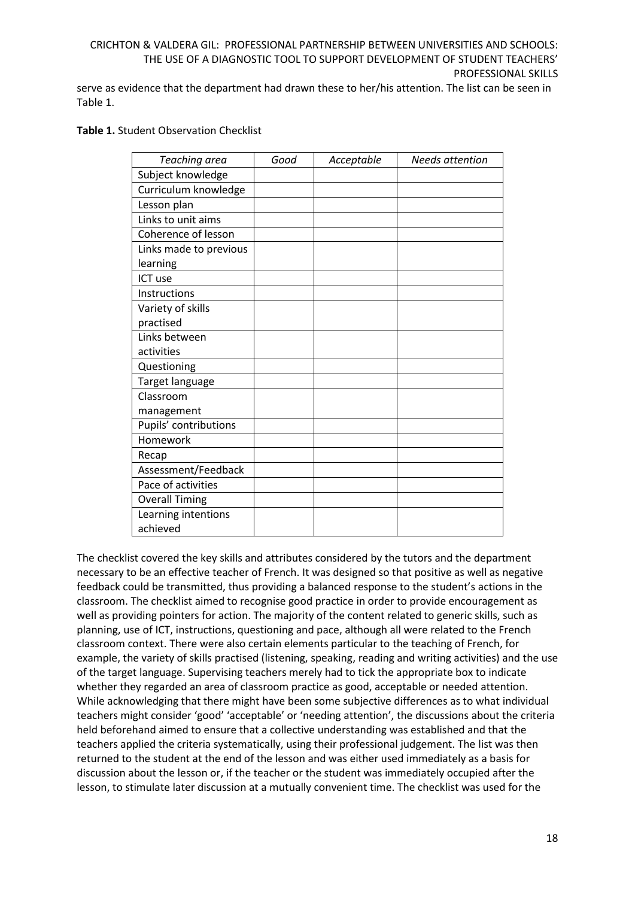serve as evidence that the department had drawn these to her/his attention. The list can be seen in Table 1.

**Table 1.** Student Observation Checklist

| *Teaching area* | *Good* | *Acceptable* | *Needs attention* |
|---|---|---|---|
| Subject knowledge | | | |
| Curriculum knowledge | | | |
| Lesson plan | | | |
| Links to unit aims | | | |
| Coherence of lesson | | | |
| Links made to previous learning | | | |
| ICT use | | | |
| Instructions | | | |
| Variety of skills practised | | | |
| Links between activities | | | |
| Questioning | | | |
| Target language | | | |
| Classroom management | | | |
| Pupils' contributions | | | |
| Homework | | | |
| Recap | | | |
| Assessment/Feedback | | | |
| Pace of activities | | | |
| Overall Timing | | | |
| Learning intentions achieved | | | |

The checklist covered the key skills and attributes considered by the tutors and the department necessary to be an effective teacher of French. It was designed so that positive as well as negative feedback could be transmitted, thus providing a balanced response to the student's actions in the classroom. The checklist aimed to recognise good practice in order to provide encouragement as well as providing pointers for action. The majority of the content related to generic skills, such as planning, use of ICT, instructions, questioning and pace, although all were related to the French classroom context. There were also certain elements particular to the teaching of French, for example, the variety of skills practised (listening, speaking, reading and writing activities) and the use of the target language. Supervising teachers merely had to tick the appropriate box to indicate whether they regarded an area of classroom practice as good, acceptable or needed attention. While acknowledging that there might have been some subjective differences as to what individual teachers might consider 'good' 'acceptable' or 'needing attention', the discussions about the criteria held beforehand aimed to ensure that a collective understanding was established and that the teachers applied the criteria systematically, using their professional judgement. The list was then returned to the student at the end of the lesson and was either used immediately as a basis for discussion about the lesson or, if the teacher or the student was immediately occupied after the lesson, to stimulate later discussion at a mutually convenient time. The checklist was used for the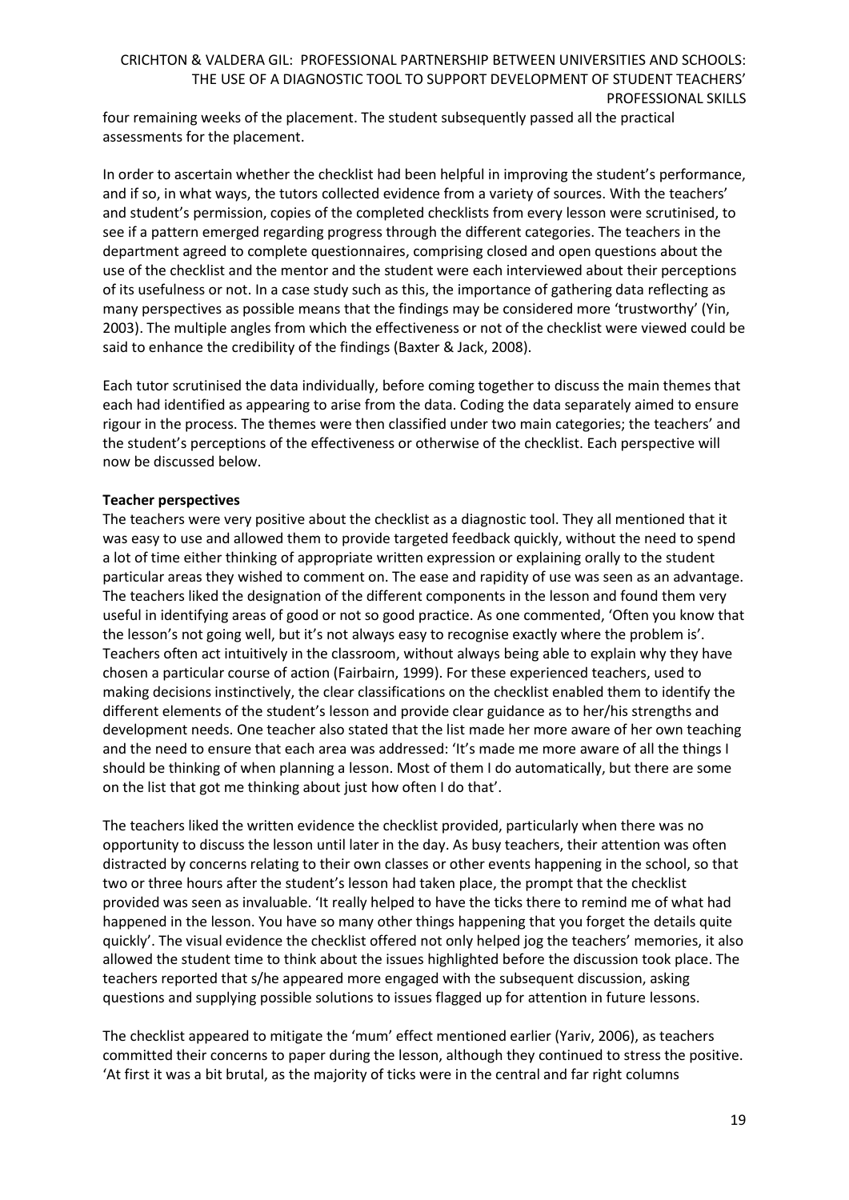four remaining weeks of the placement. The student subsequently passed all the practical assessments for the placement.

In order to ascertain whether the checklist had been helpful in improving the student's performance, and if so, in what ways, the tutors collected evidence from a variety of sources. With the teachers' and student's permission, copies of the completed checklists from every lesson were scrutinised, to see if a pattern emerged regarding progress through the different categories. The teachers in the department agreed to complete questionnaires, comprising closed and open questions about the use of the checklist and the mentor and the student were each interviewed about their perceptions of its usefulness or not. In a case study such as this, the importance of gathering data reflecting as many perspectives as possible means that the findings may be considered more 'trustworthy' (Yin, 2003). The multiple angles from which the effectiveness or not of the checklist were viewed could be said to enhance the credibility of the findings (Baxter & Jack, 2008).

Each tutor scrutinised the data individually, before coming together to discuss the main themes that each had identified as appearing to arise from the data. Coding the data separately aimed to ensure rigour in the process. The themes were then classified under two main categories; the teachers' and the student's perceptions of the effectiveness or otherwise of the checklist. Each perspective will now be discussed below.

**Teacher perspectives**

The teachers were very positive about the checklist as a diagnostic tool. They all mentioned that it was easy to use and allowed them to provide targeted feedback quickly, without the need to spend a lot of time either thinking of appropriate written expression or explaining orally to the student particular areas they wished to comment on. The ease and rapidity of use was seen as an advantage. The teachers liked the designation of the different components in the lesson and found them very useful in identifying areas of good or not so good practice. As one commented, 'Often you know that the lesson's not going well, but it's not always easy to recognise exactly where the problem is'. Teachers often act intuitively in the classroom, without always being able to explain why they have chosen a particular course of action (Fairbairn, 1999). For these experienced teachers, used to making decisions instinctively, the clear classifications on the checklist enabled them to identify the different elements of the student's lesson and provide clear guidance as to her/his strengths and development needs. One teacher also stated that the list made her more aware of her own teaching and the need to ensure that each area was addressed: 'It's made me more aware of all the things I should be thinking of when planning a lesson. Most of them I do automatically, but there are some on the list that got me thinking about just how often I do that'.

The teachers liked the written evidence the checklist provided, particularly when there was no opportunity to discuss the lesson until later in the day. As busy teachers, their attention was often distracted by concerns relating to their own classes or other events happening in the school, so that two or three hours after the student's lesson had taken place, the prompt that the checklist provided was seen as invaluable. 'It really helped to have the ticks there to remind me of what had happened in the lesson. You have so many other things happening that you forget the details quite quickly'. The visual evidence the checklist offered not only helped jog the teachers' memories, it also allowed the student time to think about the issues highlighted before the discussion took place. The teachers reported that s/he appeared more engaged with the subsequent discussion, asking questions and supplying possible solutions to issues flagged up for attention in future lessons.

The checklist appeared to mitigate the 'mum' effect mentioned earlier (Yariv, 2006), as teachers committed their concerns to paper during the lesson, although they continued to stress the positive. 'At first it was a bit brutal, as the majority of ticks were in the central and far right columns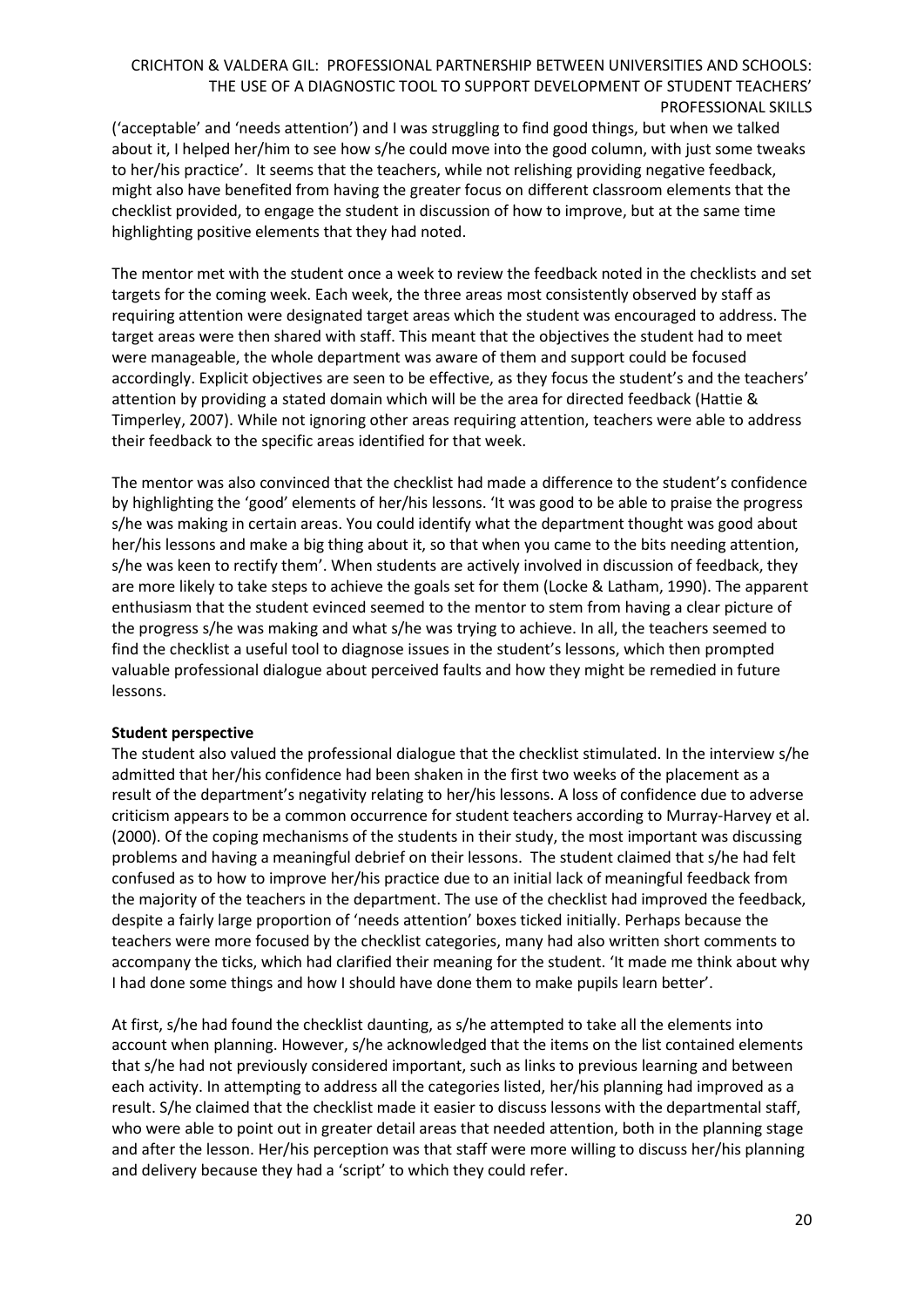('acceptable' and 'needs attention') and I was struggling to find good things, but when we talked about it, I helped her/him to see how s/he could move into the good column, with just some tweaks to her/his practice'. It seems that the teachers, while not relishing providing negative feedback, might also have benefited from having the greater focus on different classroom elements that the checklist provided, to engage the student in discussion of how to improve, but at the same time highlighting positive elements that they had noted.

The mentor met with the student once a week to review the feedback noted in the checklists and set targets for the coming week. Each week, the three areas most consistently observed by staff as requiring attention were designated target areas which the student was encouraged to address. The target areas were then shared with staff. This meant that the objectives the student had to meet were manageable, the whole department was aware of them and support could be focused accordingly. Explicit objectives are seen to be effective, as they focus the student's and the teachers' attention by providing a stated domain which will be the area for directed feedback (Hattie & Timperley, 2007). While not ignoring other areas requiring attention, teachers were able to address their feedback to the specific areas identified for that week.

The mentor was also convinced that the checklist had made a difference to the student's confidence by highlighting the 'good' elements of her/his lessons. 'It was good to be able to praise the progress s/he was making in certain areas. You could identify what the department thought was good about her/his lessons and make a big thing about it, so that when you came to the bits needing attention, s/he was keen to rectify them'. When students are actively involved in discussion of feedback, they are more likely to take steps to achieve the goals set for them (Locke & Latham, 1990). The apparent enthusiasm that the student evinced seemed to the mentor to stem from having a clear picture of the progress s/he was making and what s/he was trying to achieve. In all, the teachers seemed to find the checklist a useful tool to diagnose issues in the student's lessons, which then prompted valuable professional dialogue about perceived faults and how they might be remedied in future lessons.

**Student perspective**

The student also valued the professional dialogue that the checklist stimulated. In the interview s/he admitted that her/his confidence had been shaken in the first two weeks of the placement as a result of the department's negativity relating to her/his lessons. A loss of confidence due to adverse criticism appears to be a common occurrence for student teachers according to Murray-Harvey et al. (2000). Of the coping mechanisms of the students in their study, the most important was discussing problems and having a meaningful debrief on their lessons. The student claimed that s/he had felt confused as to how to improve her/his practice due to an initial lack of meaningful feedback from the majority of the teachers in the department. The use of the checklist had improved the feedback, despite a fairly large proportion of 'needs attention' boxes ticked initially. Perhaps because the teachers were more focused by the checklist categories, many had also written short comments to accompany the ticks, which had clarified their meaning for the student. 'It made me think about why I had done some things and how I should have done them to make pupils learn better'.

At first, s/he had found the checklist daunting, as s/he attempted to take all the elements into account when planning. However, s/he acknowledged that the items on the list contained elements that s/he had not previously considered important, such as links to previous learning and between each activity. In attempting to address all the categories listed, her/his planning had improved as a result. S/he claimed that the checklist made it easier to discuss lessons with the departmental staff, who were able to point out in greater detail areas that needed attention, both in the planning stage and after the lesson. Her/his perception was that staff were more willing to discuss her/his planning and delivery because they had a 'script' to which they could refer.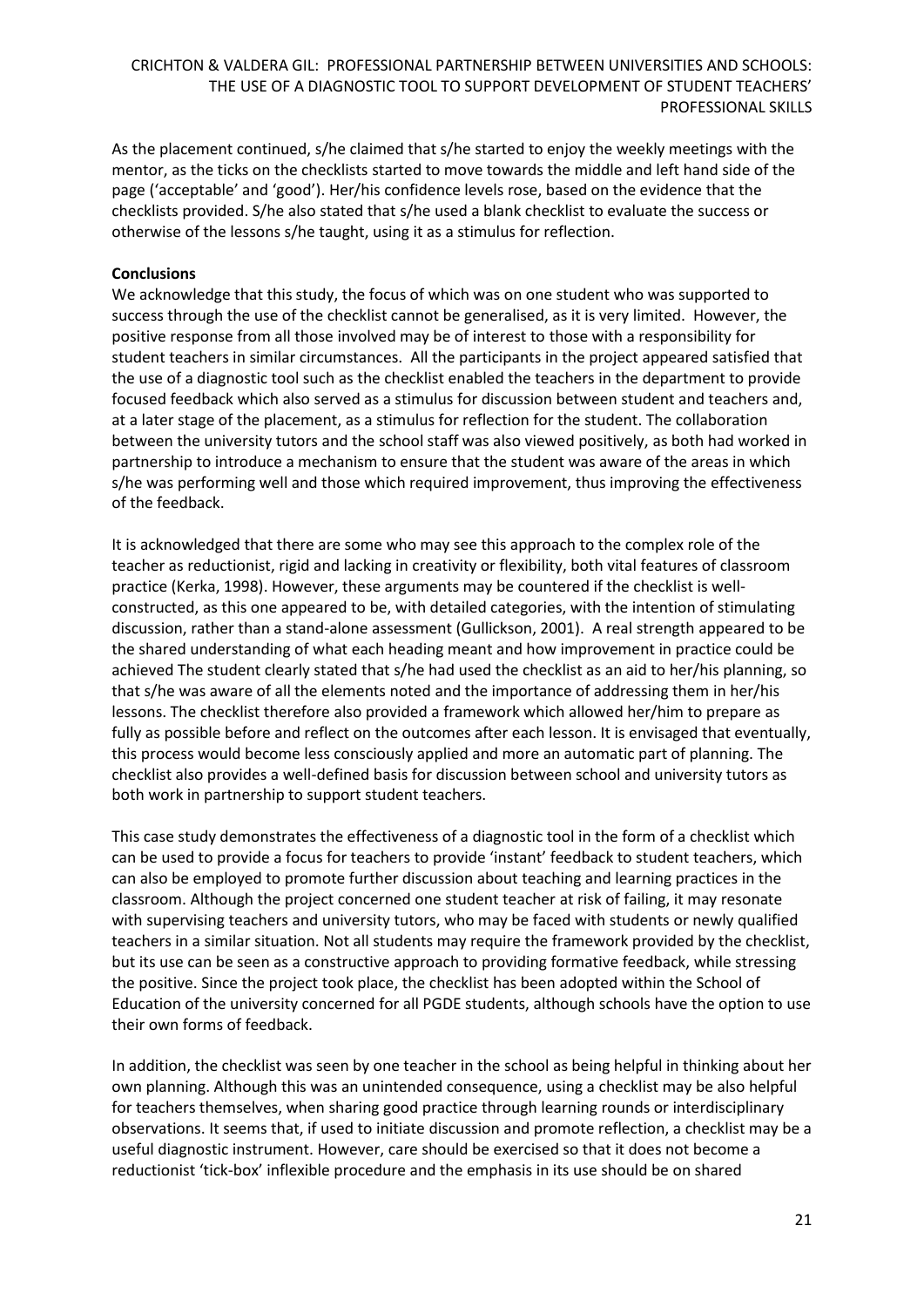As the placement continued, s/he claimed that s/he started to enjoy the weekly meetings with the mentor, as the ticks on the checklists started to move towards the middle and left hand side of the page ('acceptable' and 'good'). Her/his confidence levels rose, based on the evidence that the checklists provided. S/he also stated that s/he used a blank checklist to evaluate the success or otherwise of the lessons s/he taught, using it as a stimulus for reflection.

**Conclusions**

We acknowledge that this study, the focus of which was on one student who was supported to success through the use of the checklist cannot be generalised, as it is very limited. However, the positive response from all those involved may be of interest to those with a responsibility for student teachers in similar circumstances. All the participants in the project appeared satisfied that the use of a diagnostic tool such as the checklist enabled the teachers in the department to provide focused feedback which also served as a stimulus for discussion between student and teachers and, at a later stage of the placement, as a stimulus for reflection for the student. The collaboration between the university tutors and the school staff was also viewed positively, as both had worked in partnership to introduce a mechanism to ensure that the student was aware of the areas in which s/he was performing well and those which required improvement, thus improving the effectiveness of the feedback.

It is acknowledged that there are some who may see this approach to the complex role of the teacher as reductionist, rigid and lacking in creativity or flexibility, both vital features of classroom practice (Kerka, 1998). However, these arguments may be countered if the checklist is well-constructed, as this one appeared to be, with detailed categories, with the intention of stimulating discussion, rather than a stand-alone assessment (Gullickson, 2001). A real strength appeared to be the shared understanding of what each heading meant and how improvement in practice could be achieved The student clearly stated that s/he had used the checklist as an aid to her/his planning, so that s/he was aware of all the elements noted and the importance of addressing them in her/his lessons. The checklist therefore also provided a framework which allowed her/him to prepare as fully as possible before and reflect on the outcomes after each lesson. It is envisaged that eventually, this process would become less consciously applied and more an automatic part of planning. The checklist also provides a well-defined basis for discussion between school and university tutors as both work in partnership to support student teachers.

This case study demonstrates the effectiveness of a diagnostic tool in the form of a checklist which can be used to provide a focus for teachers to provide 'instant' feedback to student teachers, which can also be employed to promote further discussion about teaching and learning practices in the classroom. Although the project concerned one student teacher at risk of failing, it may resonate with supervising teachers and university tutors, who may be faced with students or newly qualified teachers in a similar situation. Not all students may require the framework provided by the checklist, but its use can be seen as a constructive approach to providing formative feedback, while stressing the positive. Since the project took place, the checklist has been adopted within the School of Education of the university concerned for all PGDE students, although schools have the option to use their own forms of feedback.

In addition, the checklist was seen by one teacher in the school as being helpful in thinking about her own planning. Although this was an unintended consequence, using a checklist may be also helpful for teachers themselves, when sharing good practice through learning rounds or interdisciplinary observations. It seems that, if used to initiate discussion and promote reflection, a checklist may be a useful diagnostic instrument. However, care should be exercised so that it does not become a reductionist 'tick-box' inflexible procedure and the emphasis in its use should be on shared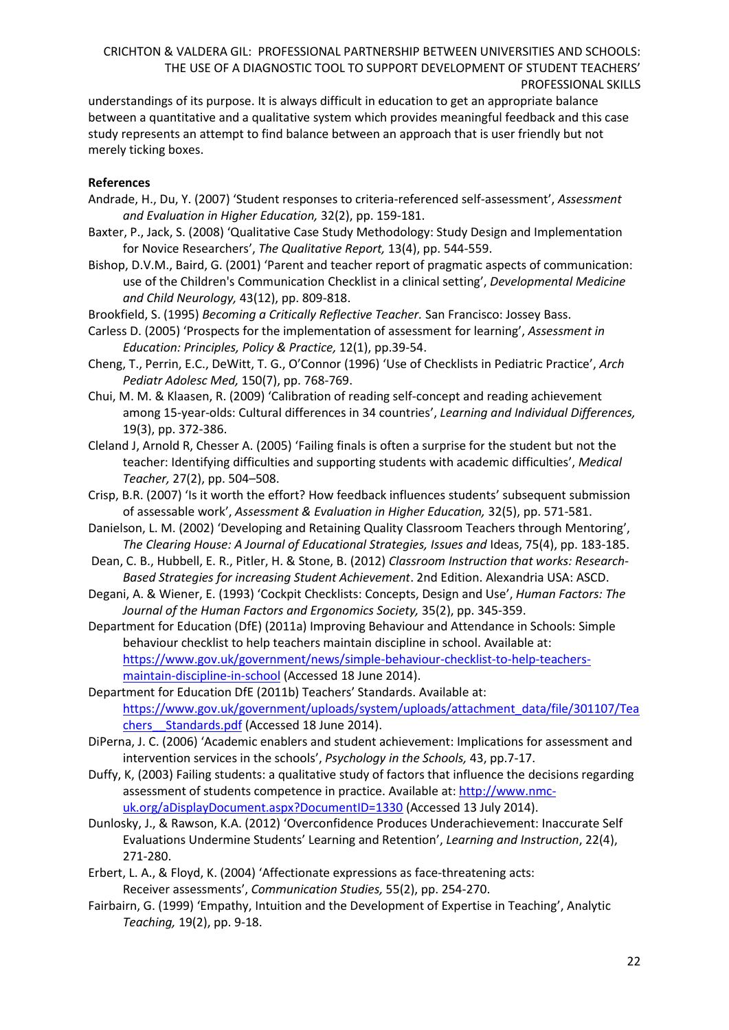understandings of its purpose. It is always difficult in education to get an appropriate balance between a quantitative and a qualitative system which provides meaningful feedback and this case study represents an attempt to find balance between an approach that is user friendly but not merely ticking boxes.

**References**

Andrade, H., Du, Y. (2007) 'Student responses to criteria-referenced self-assessment', *Assessment and Evaluation in Higher Education,* 32(2), pp. 159-181.

Baxter, P., Jack, S. (2008) 'Qualitative Case Study Methodology: Study Design and Implementation for Novice Researchers', *The Qualitative Report,* 13(4), pp. 544-559.

Bishop, D.V.M., Baird, G. (2001) 'Parent and teacher report of pragmatic aspects of communication: use of the Children's Communication Checklist in a clinical setting', *Developmental Medicine and Child Neurology,* 43(12), pp. 809-818.

Brookfield, S. (1995) *Becoming a Critically Reflective Teacher.* San Francisco: Jossey Bass.

Carless D. (2005) 'Prospects for the implementation of assessment for learning', *Assessment in Education: Principles, Policy & Practice,* 12(1), pp.39-54.

Cheng, T., Perrin, E.C., DeWitt, T. G., O'Connor (1996) 'Use of Checklists in Pediatric Practice', *Arch Pediatr Adolesc Med,* 150(7), pp. 768-769.

Chui, M. M. & Klaasen, R. (2009) 'Calibration of reading self-concept and reading achievement among 15-year-olds: Cultural differences in 34 countries', *Learning and Individual Differences,* 19(3), pp. 372-386.

Cleland J, Arnold R, Chesser A. (2005) 'Failing finals is often a surprise for the student but not the teacher: Identifying difficulties and supporting students with academic difficulties', *Medical Teacher,* 27(2), pp. 504–508.

Crisp, B.R. (2007) 'Is it worth the effort? How feedback influences students' subsequent submission of assessable work', *Assessment & Evaluation in Higher Education,* 32(5), pp. 571-581.

Danielson, L. M. (2002) 'Developing and Retaining Quality Classroom Teachers through Mentoring', *The Clearing House: A Journal of Educational Strategies, Issues and* Ideas, 75(4), pp. 183-185.

Dean, C. B., Hubbell, E. R., Pitler, H. & Stone, B. (2012) *Classroom Instruction that works: Research-Based Strategies for increasing Student Achievement*. 2nd Edition. Alexandria USA: ASCD.

Degani, A. & Wiener, E. (1993) 'Cockpit Checklists: Concepts, Design and Use', *Human Factors: The Journal of the Human Factors and Ergonomics Society,* 35(2), pp. 345-359.

Department for Education (DfE) (2011a) Improving Behaviour and Attendance in Schools: Simple behaviour checklist to help teachers maintain discipline in school. Available at: https://www.gov.uk/government/news/simple-behaviour-checklist-to-help-teachers-maintain-discipline-in-school (Accessed 18 June 2014).

Department for Education DfE (2011b) Teachers' Standards. Available at: https://www.gov.uk/government/uploads/system/uploads/attachment_data/file/301107/Teachers__Standards.pdf (Accessed 18 June 2014).

DiPerna, J. C. (2006) 'Academic enablers and student achievement: Implications for assessment and intervention services in the schools', *Psychology in the Schools,* 43, pp.7-17.

Duffy, K, (2003) Failing students: a qualitative study of factors that influence the decisions regarding assessment of students competence in practice. Available at: http://www.nmc-uk.org/aDisplayDocument.aspx?DocumentID=1330 (Accessed 13 July 2014).

Dunlosky, J., & Rawson, K.A. (2012) 'Overconfidence Produces Underachievement: Inaccurate Self Evaluations Undermine Students' Learning and Retention', *Learning and Instruction*, 22(4), 271-280.

Erbert, L. A., & Floyd, K. (2004) 'Affectionate expressions as face-threatening acts: Receiver assessments', *Communication Studies,* 55(2), pp. 254-270.

Fairbairn, G. (1999) 'Empathy, Intuition and the Development of Expertise in Teaching', Analytic *Teaching,* 19(2), pp. 9-18.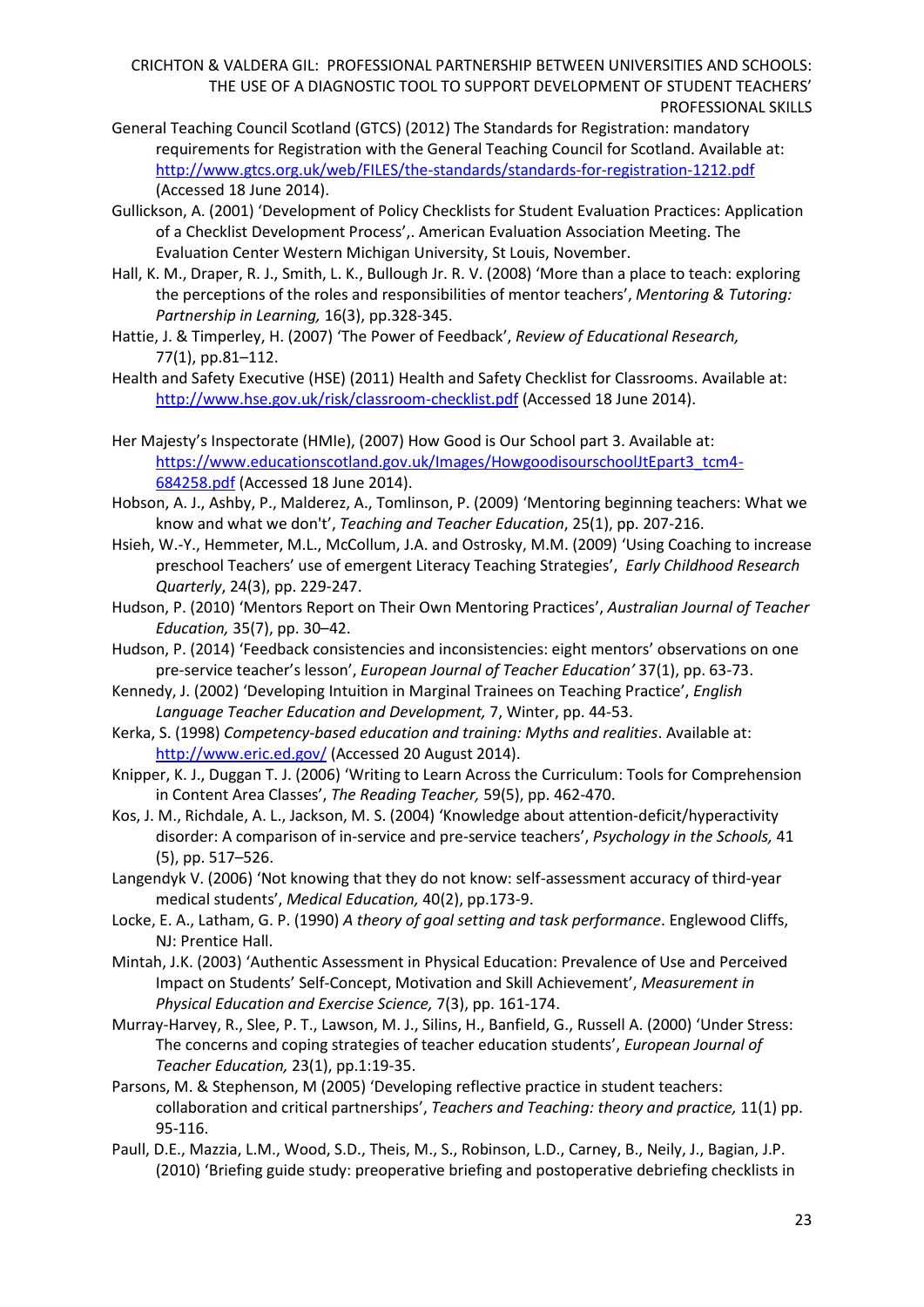General Teaching Council Scotland (GTCS) (2012) The Standards for Registration: mandatory requirements for Registration with the General Teaching Council for Scotland. Available at: http://www.gtcs.org.uk/web/FILES/the-standards/standards-for-registration-1212.pdf (Accessed 18 June 2014).

Gullickson, A. (2001) 'Development of Policy Checklists for Student Evaluation Practices: Application of a Checklist Development Process',. American Evaluation Association Meeting. The Evaluation Center Western Michigan University, St Louis, November.

Hall, K. M., Draper, R. J., Smith, L. K., Bullough Jr. R. V. (2008) 'More than a place to teach: exploring the perceptions of the roles and responsibilities of mentor teachers', *Mentoring & Tutoring: Partnership in Learning,* 16(3), pp.328-345.

Hattie, J. & Timperley, H. (2007) 'The Power of Feedback', *Review of Educational Research,* 77(1), pp.81–112.

Health and Safety Executive (HSE) (2011) Health and Safety Checklist for Classrooms. Available at: http://www.hse.gov.uk/risk/classroom-checklist.pdf (Accessed 18 June 2014).

Her Majesty's Inspectorate (HMIe), (2007) How Good is Our School part 3. Available at: https://www.educationscotland.gov.uk/Images/HowgoodisourschoolJtEpart3_tcm4-684258.pdf (Accessed 18 June 2014).

Hobson, A. J., Ashby, P., Malderez, A., Tomlinson, P. (2009) 'Mentoring beginning teachers: What we know and what we don't', *Teaching and Teacher Education*, 25(1), pp. 207-216.

Hsieh, W.-Y., Hemmeter, M.L., McCollum, J.A. and Ostrosky, M.M. (2009) 'Using Coaching to increase preschool Teachers' use of emergent Literacy Teaching Strategies', *Early Childhood Research Quarterly*, 24(3), pp. 229-247.

Hudson, P. (2010) 'Mentors Report on Their Own Mentoring Practices', *Australian Journal of Teacher Education,* 35(7), pp. 30–42.

Hudson, P. (2014) 'Feedback consistencies and inconsistencies: eight mentors' observations on one pre-service teacher's lesson', *European Journal of Teacher Education'* 37(1), pp. 63-73.

Kennedy, J. (2002) 'Developing Intuition in Marginal Trainees on Teaching Practice', *English Language Teacher Education and Development,* 7, Winter, pp. 44-53.

Kerka, S. (1998) *Competency-based education and training: Myths and realities*. Available at: http://www.eric.ed.gov/ (Accessed 20 August 2014).

Knipper, K. J., Duggan T. J. (2006) 'Writing to Learn Across the Curriculum: Tools for Comprehension in Content Area Classes', *The Reading Teacher,* 59(5), pp. 462-470.

Kos, J. M., Richdale, A. L., Jackson, M. S. (2004) 'Knowledge about attention-deficit/hyperactivity disorder: A comparison of in-service and pre-service teachers', *Psychology in the Schools,* 41 (5), pp. 517–526.

Langendyk V. (2006) 'Not knowing that they do not know: self-assessment accuracy of third-year medical students', *Medical Education,* 40(2), pp.173-9.

Locke, E. A., Latham, G. P. (1990) *A theory of goal setting and task performance*. Englewood Cliffs, NJ: Prentice Hall.

Mintah, J.K. (2003) 'Authentic Assessment in Physical Education: Prevalence of Use and Perceived Impact on Students' Self-Concept, Motivation and Skill Achievement', *Measurement in Physical Education and Exercise Science,* 7(3), pp. 161-174.

Murray-Harvey, R., Slee, P. T., Lawson, M. J., Silins, H., Banfield, G., Russell A. (2000) 'Under Stress: The concerns and coping strategies of teacher education students', *European Journal of Teacher Education,* 23(1), pp.1:19-35.

Parsons, M. & Stephenson, M (2005) 'Developing reflective practice in student teachers: collaboration and critical partnerships', *Teachers and Teaching: theory and practice,* 11(1) pp. 95-116.

Paull, D.E., Mazzia, L.M., Wood, S.D., Theis, M., S., Robinson, L.D., Carney, B., Neily, J., Bagian, J.P. (2010) 'Briefing guide study: preoperative briefing and postoperative debriefing checklists in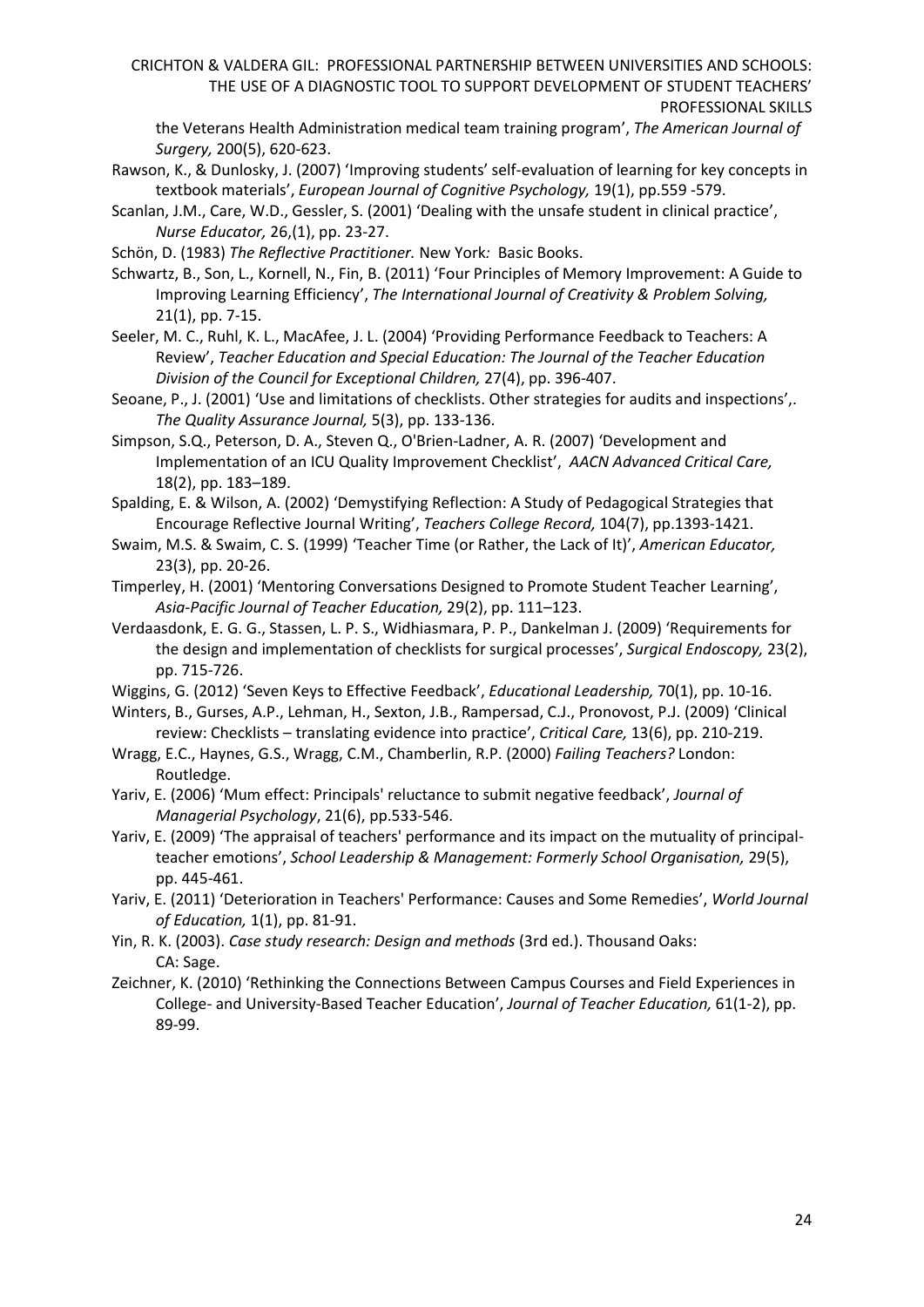the Veterans Health Administration medical team training program', *The American Journal of Surgery,* 200(5), 620-623.

Rawson, K., & Dunlosky, J. (2007) 'Improving students' self-evaluation of learning for key concepts in textbook materials', *European Journal of Cognitive Psychology,* 19(1), pp.559 -579.

Scanlan, J.M., Care, W.D., Gessler, S. (2001) 'Dealing with the unsafe student in clinical practice', *Nurse Educator,* 26,(1), pp. 23-27.

Schön, D. (1983) *The Reflective Practitioner.* New York*:* Basic Books.

Schwartz, B., Son, L., Kornell, N., Fin, B. (2011) 'Four Principles of Memory Improvement: A Guide to Improving Learning Efficiency', *The International Journal of Creativity & Problem Solving,* 21(1), pp. 7-15.

Seeler, M. C., Ruhl, K. L., MacAfee, J. L. (2004) 'Providing Performance Feedback to Teachers: A Review', *Teacher Education and Special Education: The Journal of the Teacher Education Division of the Council for Exceptional Children,* 27(4), pp. 396-407.

Seoane, P., J. (2001) 'Use and limitations of checklists. Other strategies for audits and inspections',. *The Quality Assurance Journal,* 5(3), pp. 133-136.

Simpson, S.Q., Peterson, D. A., Steven Q., O'Brien-Ladner, A. R. (2007) 'Development and Implementation of an ICU Quality Improvement Checklist', *AACN Advanced Critical Care,* 18(2), pp. 183–189.

Spalding, E. & Wilson, A. (2002) 'Demystifying Reflection: A Study of Pedagogical Strategies that Encourage Reflective Journal Writing', *Teachers College Record,* 104(7), pp.1393-1421.

Swaim, M.S. & Swaim, C. S. (1999) 'Teacher Time (or Rather, the Lack of It)', *American Educator,* 23(3), pp. 20-26.

Timperley, H. (2001) 'Mentoring Conversations Designed to Promote Student Teacher Learning', *Asia-Pacific Journal of Teacher Education,* 29(2), pp. 111–123.

Verdaasdonk, E. G. G., Stassen, L. P. S., Widhiasmara, P. P., Dankelman J. (2009) 'Requirements for the design and implementation of checklists for surgical processes', *Surgical Endoscopy,* 23(2), pp. 715-726.

Wiggins, G. (2012) 'Seven Keys to Effective Feedback', *Educational Leadership,* 70(1), pp. 10-16.

Winters, B., Gurses, A.P., Lehman, H., Sexton, J.B., Rampersad, C.J., Pronovost, P.J. (2009) 'Clinical review: Checklists – translating evidence into practice', *Critical Care,* 13(6), pp. 210-219.

Wragg, E.C., Haynes, G.S., Wragg, C.M., Chamberlin, R.P. (2000) *Failing Teachers?* London: Routledge.

Yariv, E. (2006) 'Mum effect: Principals' reluctance to submit negative feedback', *Journal of Managerial Psychology*, 21(6), pp.533-546.

Yariv, E. (2009) 'The appraisal of teachers' performance and its impact on the mutuality of principal-teacher emotions', *School Leadership & Management: Formerly School Organisation,* 29(5), pp. 445-461.

Yariv, E. (2011) 'Deterioration in Teachers' Performance: Causes and Some Remedies', *World Journal of Education,* 1(1), pp. 81-91.

Yin, R. K. (2003). *Case study research: Design and methods* (3rd ed.). Thousand Oaks: CA: Sage.

Zeichner, K. (2010) 'Rethinking the Connections Between Campus Courses and Field Experiences in College- and University-Based Teacher Education', *Journal of Teacher Education,* 61(1-2), pp. 89-99.